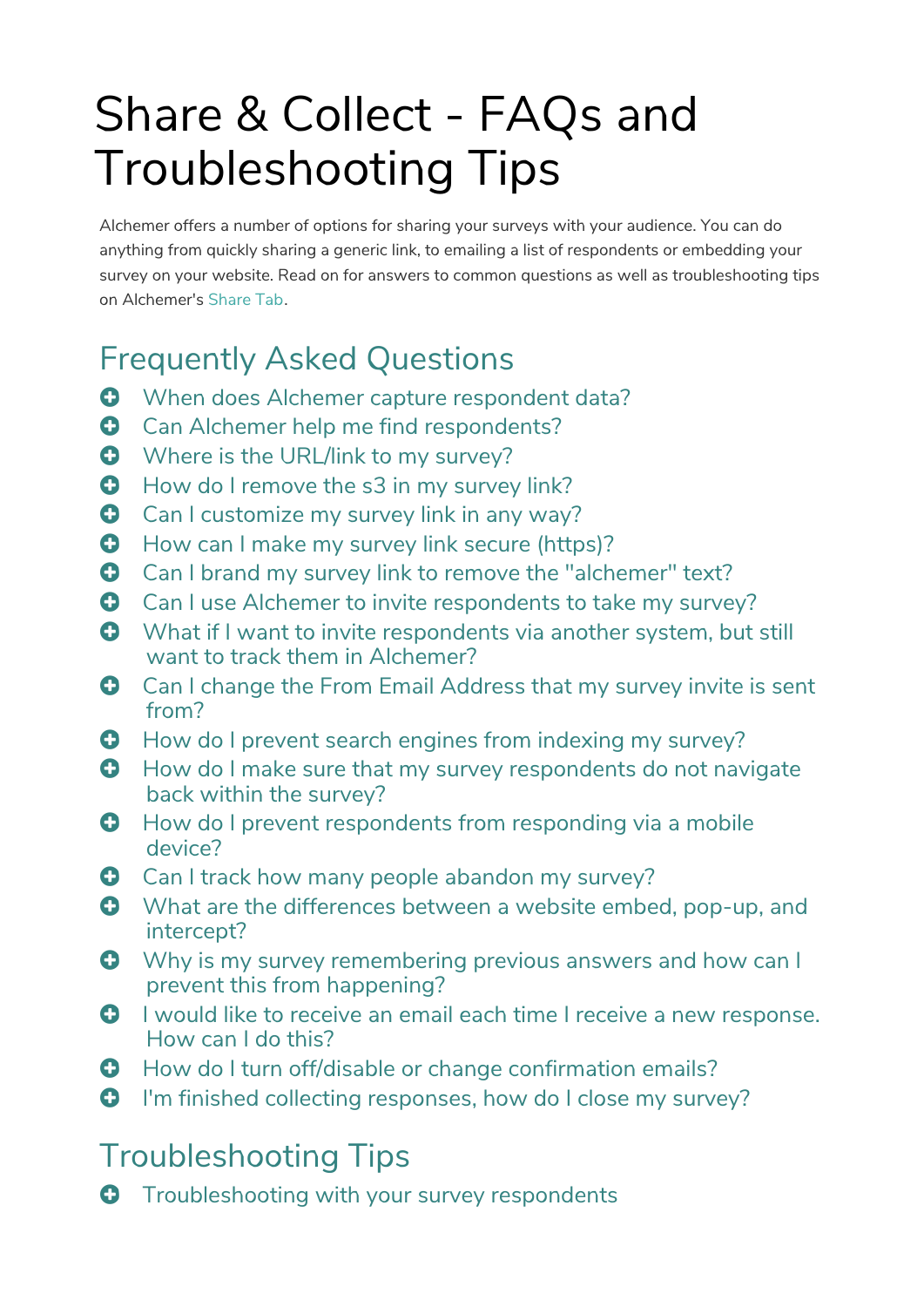# Share & Collect - FAQs and Troubleshooting Tips

Alchemer offers a number of options for sharing your surveys with your audience. You can do anything from quickly sharing a generic link, to emailing a list of respondents or embedding your survey on your website. Read on for answers to common questions as well as troubleshooting tips on Alchemer's Share Tab.

## Frequently Asked Questions

- When does Alchemer capture respondent data?
- Can Alchemer help me find respondents?
- Where is the URL/link to my survey?
- How do I remove the s3 in my survey link?
- Can I customize my survey link in any way?
- How can I make my survey link secure (https)?
- Can I brand my survey link to remove the "alchemer" text?
- Can I use Alchemer to invite respondents to take my survey?
- What if I want to invite respondents via another system, but still want to track them in Alchemer?
- Can I change the From Email Address that my survey invite is sent from?
- How do I prevent search engines from indexing my survey?
- How do I make sure that my survey respondents do not navigate back within the survey?
- How do I prevent respondents from responding via a mobile device?
- Can I track how many people abandon my survey?
- What are the differences between a website embed, pop-up, and intercept?
- Why is my survey remembering previous answers and how can I prevent this from happening?
- I would like to receive an email each time I receive a new response. How can I do this?
- How do I turn off/disable or change confirmation emails?
- I'm finished collecting responses, how do I close my survey?

## Troubleshooting Tips

- Troubleshooting with your survey respondents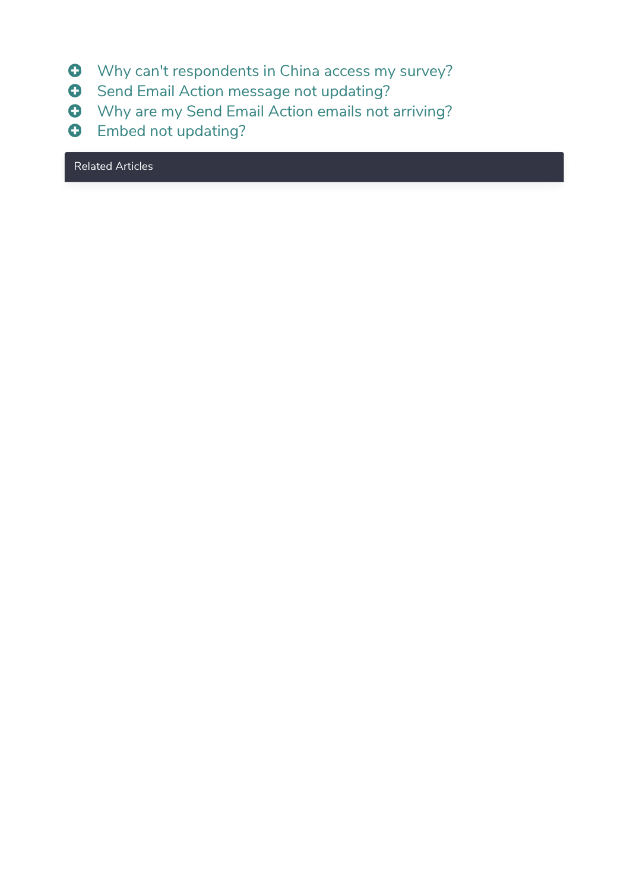- Why can't respondents in China access my survey?
- Send Email Action message not updating?
- Why are my Send Email Action emails not arriving?
- Embed not updating?

Related Articles